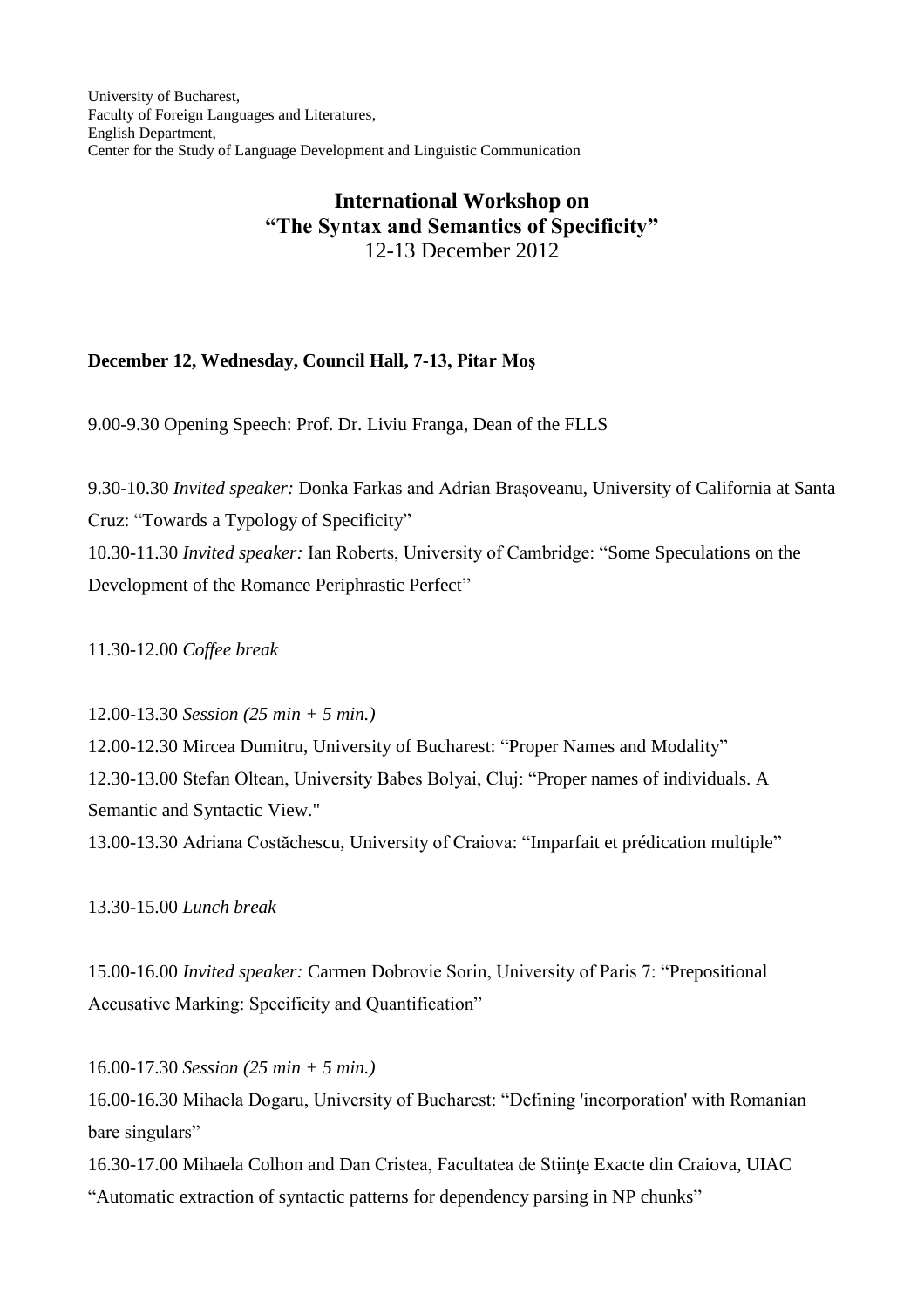University of Bucharest,
Faculty of Foreign Languages and Literatures,
English Department,
Center for the Study of Language Development and Linguistic Communication

# International Workshop on "The Syntax and Semantics of Specificity"

12-13 December 2012

**December 12, Wednesday, Council Hall, 7-13, Pitar Moş**

9.00-9.30 Opening Speech: Prof. Dr. Liviu Franga, Dean of the FLLS

9.30-10.30 *Invited speaker:* Donka Farkas and Adrian Braşoveanu, University of California at Santa Cruz: "Towards a Typology of Specificity"

10.30-11.30 *Invited speaker:* Ian Roberts, University of Cambridge: "Some Speculations on the Development of the Romance Periphrastic Perfect"

11.30-12.00 *Coffee break*

12.00-13.30 *Session (25 min + 5 min.)*

12.00-12.30 Mircea Dumitru, University of Bucharest: "Proper Names and Modality"

12.30-13.00 Stefan Oltean, University Babes Bolyai, Cluj: "Proper names of individuals. A Semantic and Syntactic View."

13.00-13.30 Adriana Costăchescu, University of Craiova: "Imparfait et prédication multiple"

13.30-15.00 *Lunch break*

15.00-16.00 *Invited speaker:* Carmen Dobrovie Sorin, University of Paris 7: "Prepositional Accusative Marking: Specificity and Quantification"

16.00-17.30 *Session (25 min + 5 min.)*

16.00-16.30 Mihaela Dogaru, University of Bucharest: "Defining 'incorporation' with Romanian bare singulars"

16.30-17.00 Mihaela Colhon and Dan Cristea, Facultatea de Stiinţe Exacte din Craiova, UIAC "Automatic extraction of syntactic patterns for dependency parsing in NP chunks"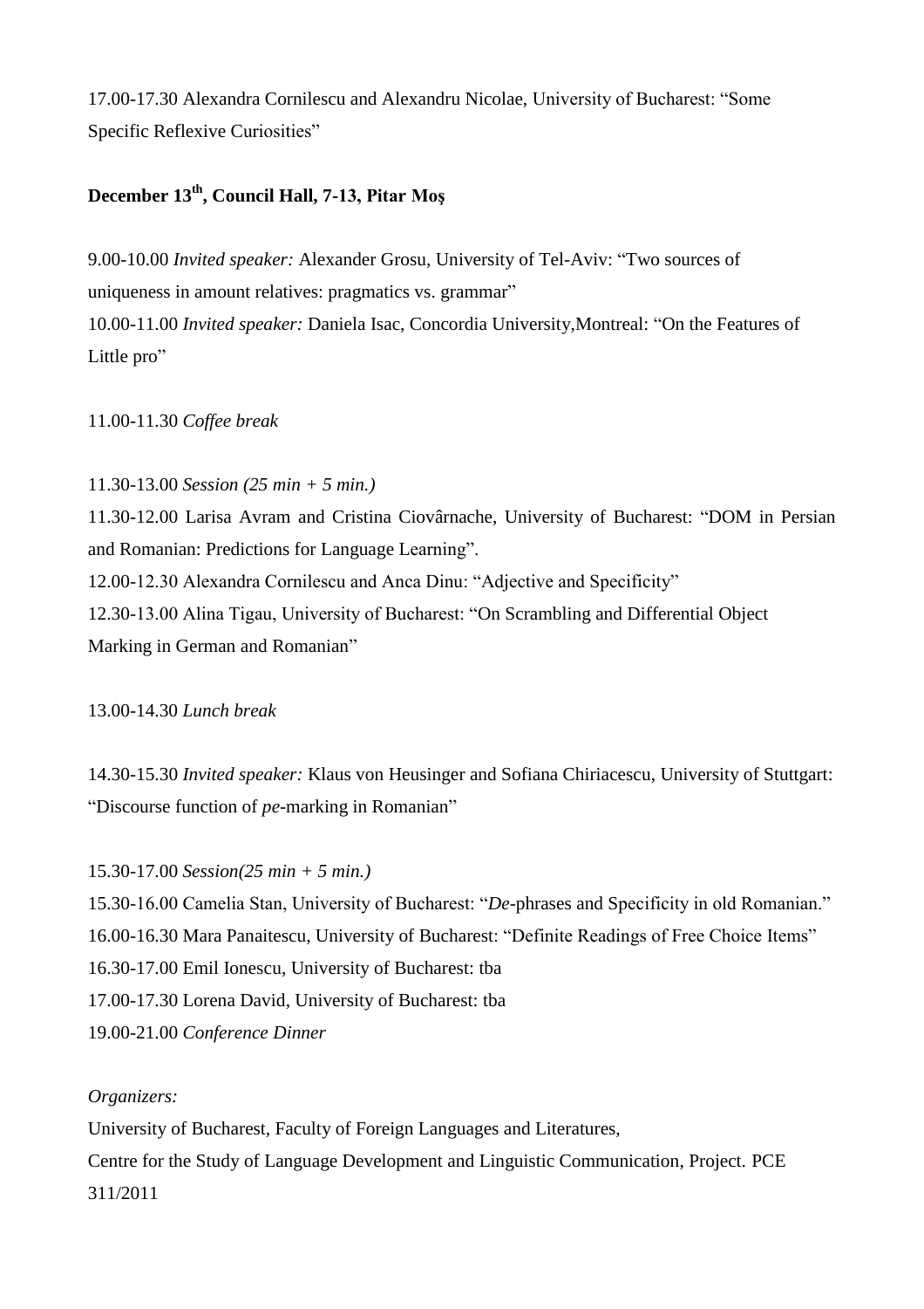17.00-17.30 Alexandra Cornilescu and Alexandru Nicolae, University of Bucharest: "Some Specific Reflexive Curiosities"

**December 13th, Council Hall, 7-13, Pitar Moș**

9.00-10.00 *Invited speaker:* Alexander Grosu, University of Tel-Aviv: "Two sources of uniqueness in amount relatives: pragmatics vs. grammar"
10.00-11.00 *Invited speaker:* Daniela Isac, Concordia University,Montreal: "On the Features of Little pro"

11.00-11.30 *Coffee break*

11.30-13.00 *Session (25 min + 5 min.)*
11.30-12.00 Larisa Avram and Cristina Ciovârnache, University of Bucharest: "DOM in Persian and Romanian: Predictions for Language Learning".
12.00-12.30 Alexandra Cornilescu and Anca Dinu: "Adjective and Specificity"
12.30-13.00 Alina Tigau, University of Bucharest: "On Scrambling and Differential Object Marking in German and Romanian"

13.00-14.30 *Lunch break*

14.30-15.30 *Invited speaker:* Klaus von Heusinger and Sofiana Chiriacescu, University of Stuttgart: "Discourse function of *pe*-marking in Romanian"

15.30-17.00 *Session(25 min + 5 min.)*
15.30-16.00 Camelia Stan, University of Bucharest: "*De*-phrases and Specificity in old Romanian."
16.00-16.30 Mara Panaitescu, University of Bucharest: "Definite Readings of Free Choice Items"
16.30-17.00 Emil Ionescu, University of Bucharest: tba
17.00-17.30 Lorena David, University of Bucharest: tba
19.00-21.00 *Conference Dinner*

*Organizers:*
University of Bucharest, Faculty of Foreign Languages and Literatures,
Centre for the Study of Language Development and Linguistic Communication, Project. PCE 311/2011